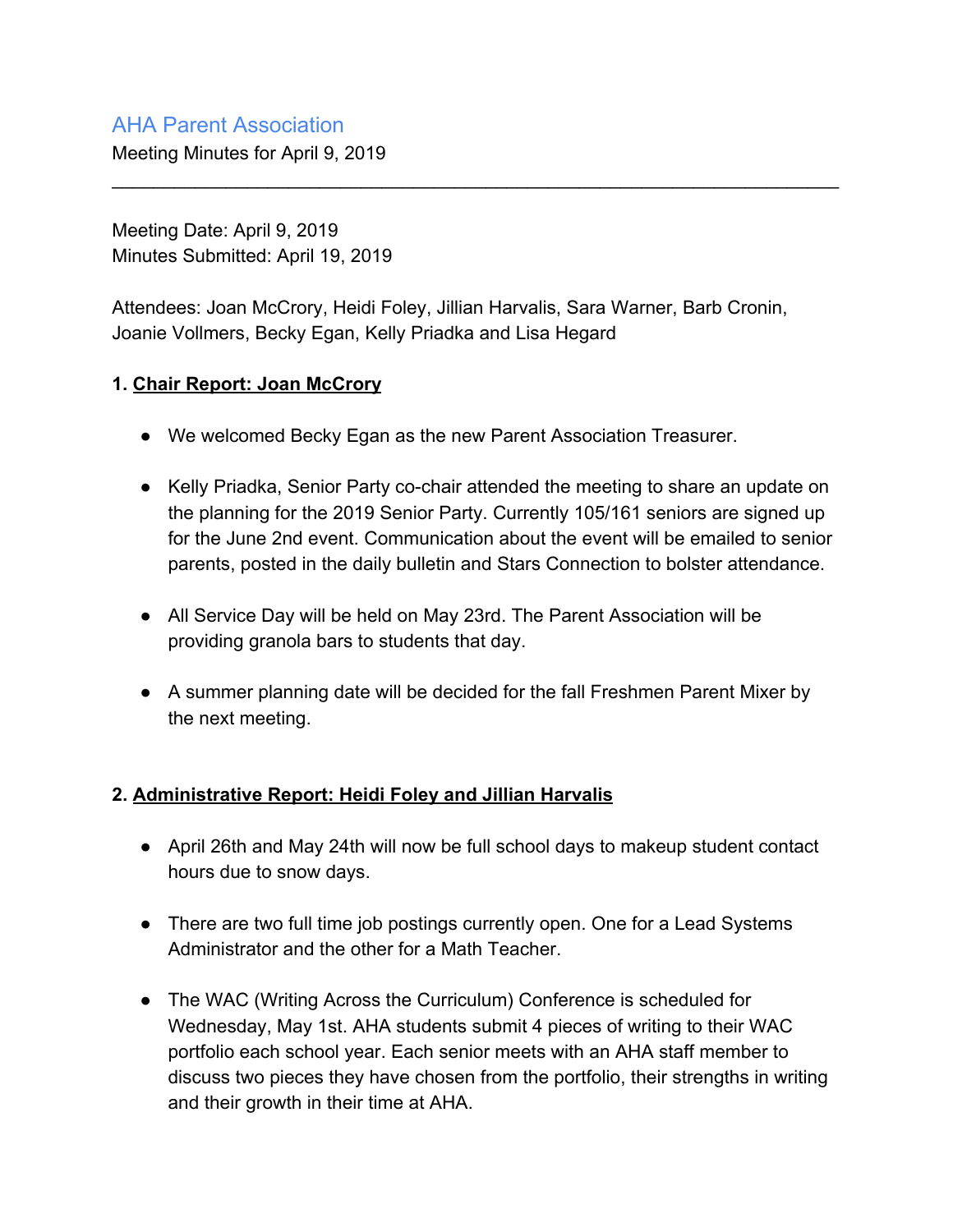# AHA Parent Association

Meeting Minutes for April 9, 2019

---

Meeting Date: April 9, 2019
Minutes Submitted: April 19, 2019

Attendees: Joan McCrory, Heidi Foley, Jillian Harvalis, Sara Warner, Barb Cronin, Joanie Vollmers, Becky Egan, Kelly Priadka and Lisa Hegard

## 1. Chair Report: Joan McCrory

- We welcomed Becky Egan as the new Parent Association Treasurer.
- Kelly Priadka, Senior Party co-chair attended the meeting to share an update on the planning for the 2019 Senior Party. Currently 105/161 seniors are signed up for the June 2nd event. Communication about the event will be emailed to senior parents, posted in the daily bulletin and Stars Connection to bolster attendance.
- All Service Day will be held on May 23rd. The Parent Association will be providing granola bars to students that day.
- A summer planning date will be decided for the fall Freshmen Parent Mixer by the next meeting.

## 2. Administrative Report: Heidi Foley and Jillian Harvalis

- April 26th and May 24th will now be full school days to makeup student contact hours due to snow days.
- There are two full time job postings currently open. One for a Lead Systems Administrator and the other for a Math Teacher.
- The WAC (Writing Across the Curriculum) Conference is scheduled for Wednesday, May 1st. AHA students submit 4 pieces of writing to their WAC portfolio each school year. Each senior meets with an AHA staff member to discuss two pieces they have chosen from the portfolio, their strengths in writing and their growth in their time at AHA.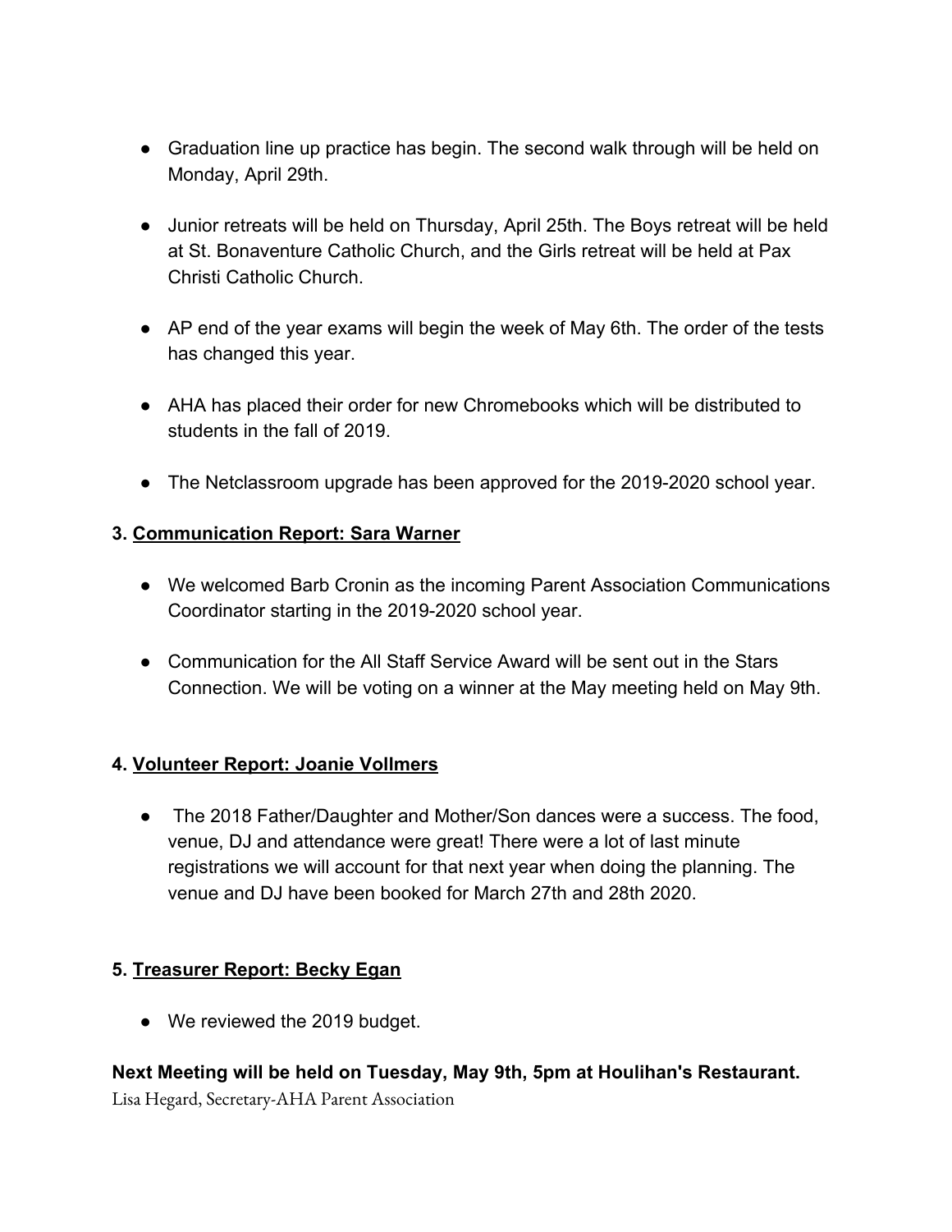- Graduation line up practice has begin. The second walk through will be held on Monday, April 29th.
- Junior retreats will be held on Thursday, April 25th. The Boys retreat will be held at St. Bonaventure Catholic Church, and the Girls retreat will be held at Pax Christi Catholic Church.
- AP end of the year exams will begin the week of May 6th. The order of the tests has changed this year.
- AHA has placed their order for new Chromebooks which will be distributed to students in the fall of 2019.
- The Netclassroom upgrade has been approved for the 2019-2020 school year.

**3. <u>Communication Report: Sara Warner</u>**

- We welcomed Barb Cronin as the incoming Parent Association Communications Coordinator starting in the 2019-2020 school year.
- Communication for the All Staff Service Award will be sent out in the Stars Connection. We will be voting on a winner at the May meeting held on May 9th.

**4. <u>Volunteer Report: Joanie Vollmers</u>**

- The 2018 Father/Daughter and Mother/Son dances were a success. The food, venue, DJ and attendance were great! There were a lot of last minute registrations we will account for that next year when doing the planning. The venue and DJ have been booked for March 27th and 28th 2020.

**5. <u>Treasurer Report: Becky Egan</u>**

- We reviewed the 2019 budget.

**Next Meeting will be held on Tuesday, May 9th, 5pm at Houlihan's Restaurant.**

Lisa Hegard, Secretary-AHA Parent Association